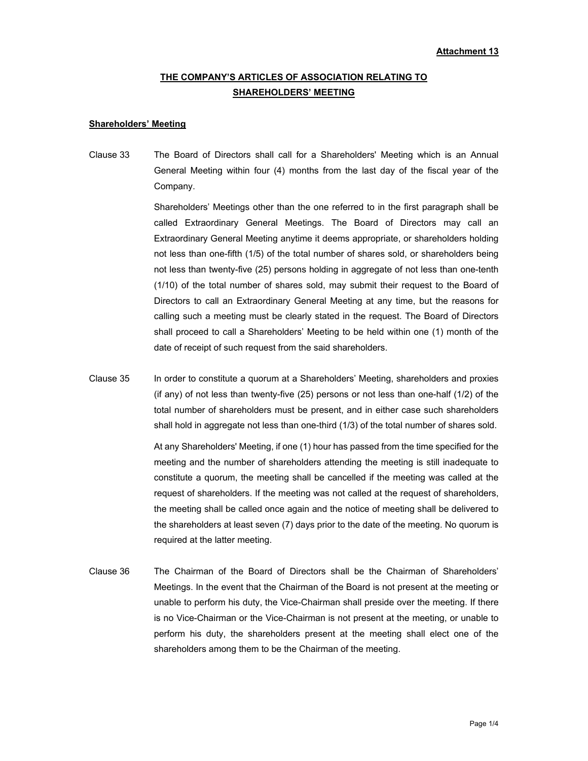**Attachment 13**

# THE COMPANY'S ARTICLES OF ASSOCIATION RELATING TO SHAREHOLDERS' MEETING

## Shareholders' Meeting

Clause 33 The Board of Directors shall call for a Shareholders' Meeting which is an Annual General Meeting within four (4) months from the last day of the fiscal year of the Company.

Shareholders' Meetings other than the one referred to in the first paragraph shall be called Extraordinary General Meetings. The Board of Directors may call an Extraordinary General Meeting anytime it deems appropriate, or shareholders holding not less than one-fifth (1/5) of the total number of shares sold, or shareholders being not less than twenty-five (25) persons holding in aggregate of not less than one-tenth (1/10) of the total number of shares sold, may submit their request to the Board of Directors to call an Extraordinary General Meeting at any time, but the reasons for calling such a meeting must be clearly stated in the request. The Board of Directors shall proceed to call a Shareholders' Meeting to be held within one (1) month of the date of receipt of such request from the said shareholders.

Clause 35 In order to constitute a quorum at a Shareholders' Meeting, shareholders and proxies (if any) of not less than twenty-five (25) persons or not less than one-half (1/2) of the total number of shareholders must be present, and in either case such shareholders shall hold in aggregate not less than one-third (1/3) of the total number of shares sold.

At any Shareholders' Meeting, if one (1) hour has passed from the time specified for the meeting and the number of shareholders attending the meeting is still inadequate to constitute a quorum, the meeting shall be cancelled if the meeting was called at the request of shareholders. If the meeting was not called at the request of shareholders, the meeting shall be called once again and the notice of meeting shall be delivered to the shareholders at least seven (7) days prior to the date of the meeting. No quorum is required at the latter meeting.

Clause 36 The Chairman of the Board of Directors shall be the Chairman of Shareholders' Meetings. In the event that the Chairman of the Board is not present at the meeting or unable to perform his duty, the Vice-Chairman shall preside over the meeting. If there is no Vice-Chairman or the Vice-Chairman is not present at the meeting, or unable to perform his duty, the shareholders present at the meeting shall elect one of the shareholders among them to be the Chairman of the meeting.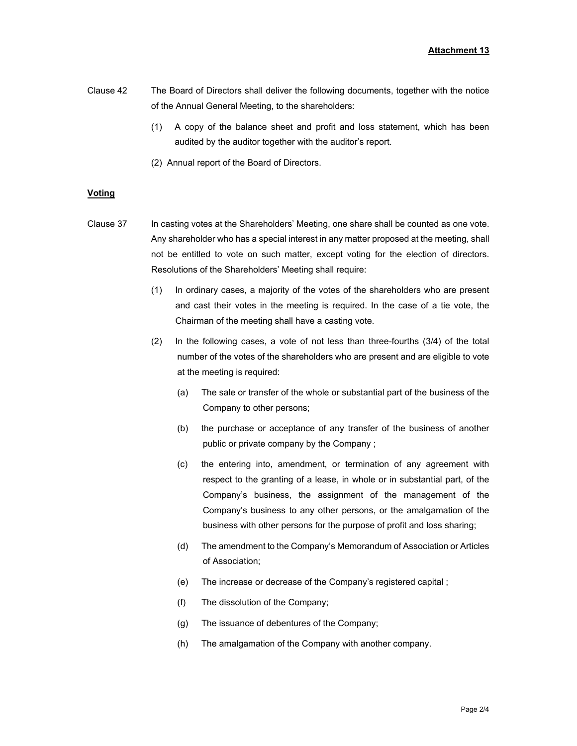**Attachment 13**

Clause 42 The Board of Directors shall deliver the following documents, together with the notice of the Annual General Meeting, to the shareholders:

(1) A copy of the balance sheet and profit and loss statement, which has been audited by the auditor together with the auditor's report.

(2) Annual report of the Board of Directors.

**Voting**

Clause 37 In casting votes at the Shareholders' Meeting, one share shall be counted as one vote. Any shareholder who has a special interest in any matter proposed at the meeting, shall not be entitled to vote on such matter, except voting for the election of directors. Resolutions of the Shareholders' Meeting shall require:

(1) In ordinary cases, a majority of the votes of the shareholders who are present and cast their votes in the meeting is required. In the case of a tie vote, the Chairman of the meeting shall have a casting vote.

(2) In the following cases, a vote of not less than three-fourths (3/4) of the total number of the votes of the shareholders who are present and are eligible to vote at the meeting is required:

(a) The sale or transfer of the whole or substantial part of the business of the Company to other persons;

(b) the purchase or acceptance of any transfer of the business of another public or private company by the Company ;

(c) the entering into, amendment, or termination of any agreement with respect to the granting of a lease, in whole or in substantial part, of the Company's business, the assignment of the management of the Company's business to any other persons, or the amalgamation of the business with other persons for the purpose of profit and loss sharing;

(d) The amendment to the Company's Memorandum of Association or Articles of Association;

(e) The increase or decrease of the Company's registered capital ;

(f) The dissolution of the Company;

(g) The issuance of debentures of the Company;

(h) The amalgamation of the Company with another company.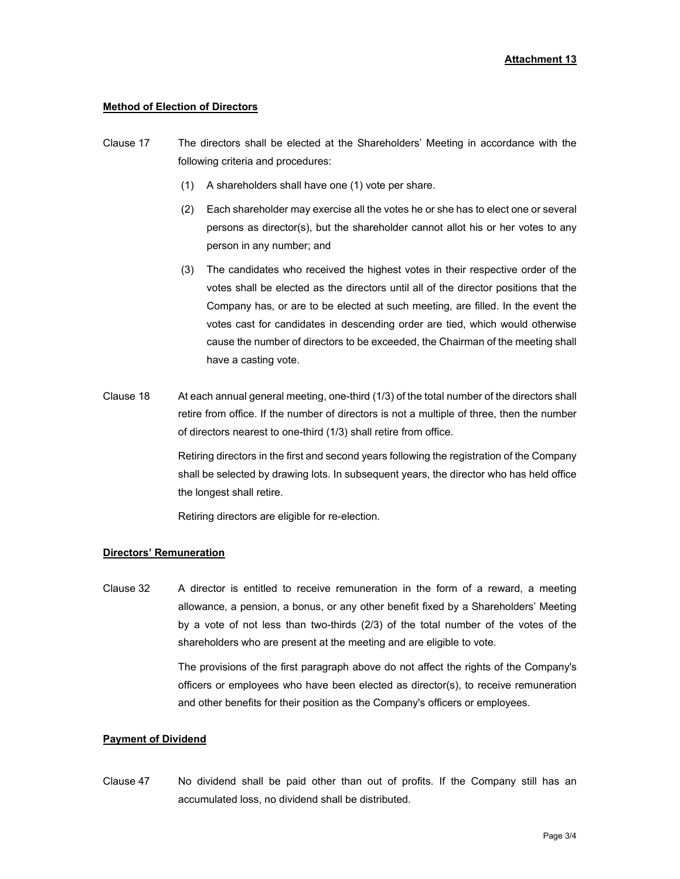**Attachment 13**

**Method of Election of Directors**

Clause 17 The directors shall be elected at the Shareholders' Meeting in accordance with the following criteria and procedures:

(1) A shareholders shall have one (1) vote per share.

(2) Each shareholder may exercise all the votes he or she has to elect one or several persons as director(s), but the shareholder cannot allot his or her votes to any person in any number; and

(3) The candidates who received the highest votes in their respective order of the votes shall be elected as the directors until all of the director positions that the Company has, or are to be elected at such meeting, are filled. In the event the votes cast for candidates in descending order are tied, which would otherwise cause the number of directors to be exceeded, the Chairman of the meeting shall have a casting vote.

Clause 18 At each annual general meeting, one-third (1/3) of the total number of the directors shall retire from office. If the number of directors is not a multiple of three, then the number of directors nearest to one-third (1/3) shall retire from office.

Retiring directors in the first and second years following the registration of the Company shall be selected by drawing lots. In subsequent years, the director who has held office the longest shall retire.

Retiring directors are eligible for re-election.

**Directors' Remuneration**

Clause 32 A director is entitled to receive remuneration in the form of a reward, a meeting allowance, a pension, a bonus, or any other benefit fixed by a Shareholders' Meeting by a vote of not less than two-thirds (2/3) of the total number of the votes of the shareholders who are present at the meeting and are eligible to vote.

The provisions of the first paragraph above do not affect the rights of the Company's officers or employees who have been elected as director(s), to receive remuneration and other benefits for their position as the Company's officers or employees.

**Payment of Dividend**

Clause 47 No dividend shall be paid other than out of profits. If the Company still has an accumulated loss, no dividend shall be distributed.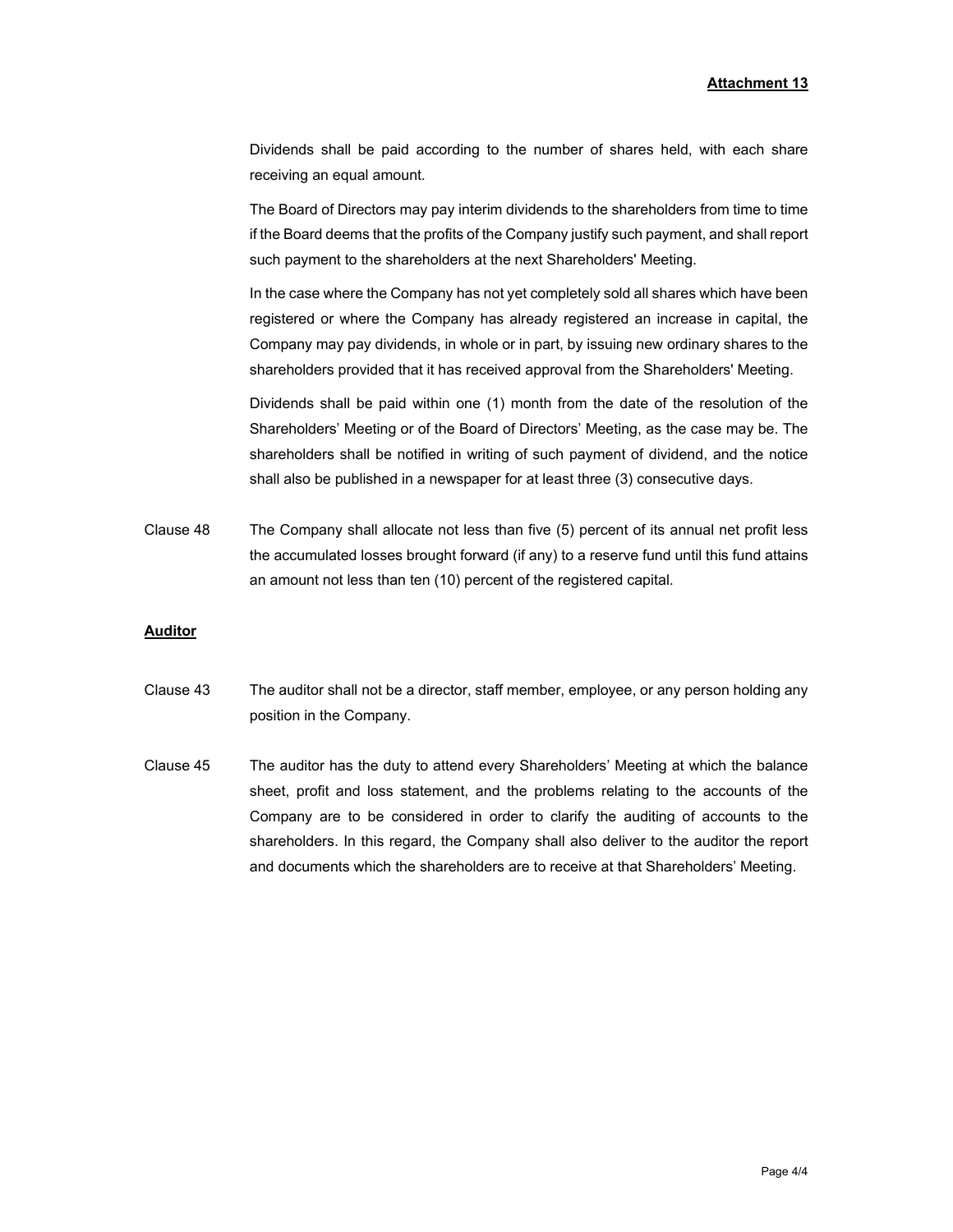**Attachment 13**

Dividends shall be paid according to the number of shares held, with each share receiving an equal amount.

The Board of Directors may pay interim dividends to the shareholders from time to time if the Board deems that the profits of the Company justify such payment, and shall report such payment to the shareholders at the next Shareholders' Meeting.

In the case where the Company has not yet completely sold all shares which have been registered or where the Company has already registered an increase in capital, the Company may pay dividends, in whole or in part, by issuing new ordinary shares to the shareholders provided that it has received approval from the Shareholders' Meeting.

Dividends shall be paid within one (1) month from the date of the resolution of the Shareholders' Meeting or of the Board of Directors' Meeting, as the case may be. The shareholders shall be notified in writing of such payment of dividend, and the notice shall also be published in a newspaper for at least three (3) consecutive days.

Clause 48 The Company shall allocate not less than five (5) percent of its annual net profit less the accumulated losses brought forward (if any) to a reserve fund until this fund attains an amount not less than ten (10) percent of the registered capital.

**Auditor**

Clause 43 The auditor shall not be a director, staff member, employee, or any person holding any position in the Company.

Clause 45 The auditor has the duty to attend every Shareholders' Meeting at which the balance sheet, profit and loss statement, and the problems relating to the accounts of the Company are to be considered in order to clarify the auditing of accounts to the shareholders. In this regard, the Company shall also deliver to the auditor the report and documents which the shareholders are to receive at that Shareholders' Meeting.